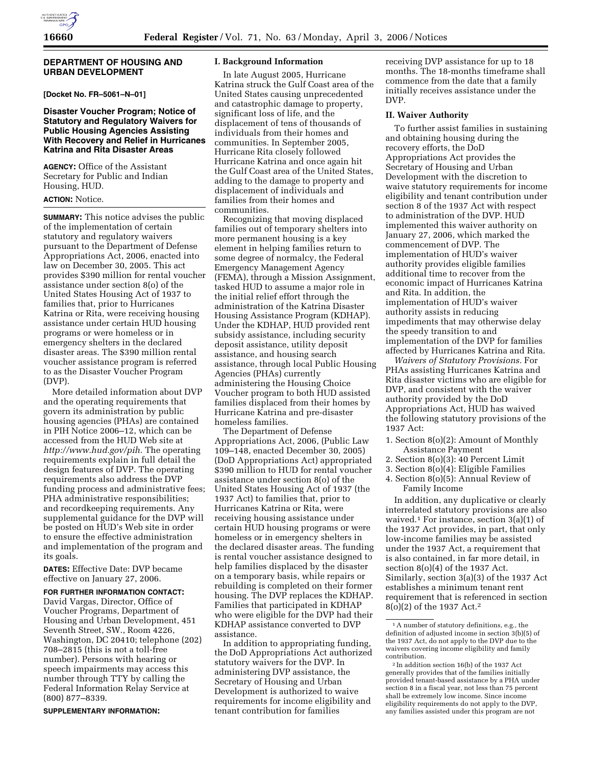## DEPARTMENT OF HOUSING AND URBAN DEVELOPMENT

**[Docket No. FR–5061–N–01]**

### Disaster Voucher Program; Notice of Statutory and Regulatory Waivers for Public Housing Agencies Assisting With Recovery and Relief in Hurricanes Katrina and Rita Disaster Areas

**AGENCY:** Office of the Assistant Secretary for Public and Indian Housing, HUD.

**ACTION:** Notice.

**SUMMARY:** This notice advises the public of the implementation of certain statutory and regulatory waivers pursuant to the Department of Defense Appropriations Act, 2006, enacted into law on December 30, 2005. This act provides $390 million for rental voucher assistance under section 8(o) of the United States Housing Act of 1937 to families that, prior to Hurricanes Katrina or Rita, were receiving housing assistance under certain HUD housing programs or were homeless or in emergency shelters in the declared disaster areas. The $390 million rental voucher assistance program is referred to as the Disaster Voucher Program (DVP).

More detailed information about DVP and the operating requirements that govern its administration by public housing agencies (PHAs) are contained in PIH Notice 2006–12, which can be accessed from the HUD Web site at *http://www.hud.gov/pih.* The operating requirements explain in full detail the design features of DVP. The operating requirements also address the DVP funding process and administrative fees; PHA administrative responsibilities; and recordkeeping requirements. Any supplemental guidance for the DVP will be posted on HUD's Web site in order to ensure the effective administration and implementation of the program and its goals.

**DATES:** Effective Date: DVP became effective on January 27, 2006.

**FOR FURTHER INFORMATION CONTACT:** David Vargas, Director, Office of Voucher Programs, Department of Housing and Urban Development, 451 Seventh Street, SW., Room 4226, Washington, DC 20410; telephone (202) 708–2815 (this is not a toll-free number). Persons with hearing or speech impairments may access this number through TTY by calling the Federal Information Relay Service at (800) 877–8339.

**SUPPLEMENTARY INFORMATION:**

#### I. Background Information

In late August 2005, Hurricane Katrina struck the Gulf Coast area of the United States causing unprecedented and catastrophic damage to property, significant loss of life, and the displacement of tens of thousands of individuals from their homes and communities. In September 2005, Hurricane Rita closely followed Hurricane Katrina and once again hit the Gulf Coast area of the United States, adding to the damage to property and displacement of individuals and families from their homes and communities.

Recognizing that moving displaced families out of temporary shelters into more permanent housing is a key element in helping families return to some degree of normalcy, the Federal Emergency Management Agency (FEMA), through a Mission Assignment, tasked HUD to assume a major role in the initial relief effort through the administration of the Katrina Disaster Housing Assistance Program (KDHAP). Under the KDHAP, HUD provided rent subsidy assistance, including security deposit assistance, utility deposit assistance, and housing search assistance, through local Public Housing Agencies (PHAs) currently administering the Housing Choice Voucher program to both HUD assisted families displaced from their homes by Hurricane Katrina and pre-disaster homeless families.

The Department of Defense Appropriations Act, 2006, (Public Law 109–148, enacted December 30, 2005) (DoD Appropriations Act) appropriated $390 million to HUD for rental voucher assistance under section 8(o) of the United States Housing Act of 1937 (the 1937 Act) to families that, prior to Hurricanes Katrina or Rita, were receiving housing assistance under certain HUD housing programs or were homeless or in emergency shelters in the declared disaster areas. The funding is rental voucher assistance designed to help families displaced by the disaster on a temporary basis, while repairs or rebuilding is completed on their former housing. The DVP replaces the KDHAP. Families that participated in KDHAP who were eligible for the DVP had their KDHAP assistance converted to DVP assistance.

In addition to appropriating funding, the DoD Appropriations Act authorized statutory waivers for the DVP. In administering DVP assistance, the Secretary of Housing and Urban Development is authorized to waive requirements for income eligibility and tenant contribution for families receiving DVP assistance for up to 18 months. The 18-months timeframe shall commence from the date that a family initially receives assistance under the DVP.

#### II. Waiver Authority

To further assist families in sustaining and obtaining housing during the recovery efforts, the DoD Appropriations Act provides the Secretary of Housing and Urban Development with the discretion to waive statutory requirements for income eligibility and tenant contribution under section 8 of the 1937 Act with respect to administration of the DVP. HUD implemented this waiver authority on January 27, 2006, which marked the commencement of DVP. The implementation of HUD's waiver authority provides eligible families additional time to recover from the economic impact of Hurricanes Katrina and Rita. In addition, the implementation of HUD's waiver authority assists in reducing impediments that may otherwise delay the speedy transition to and implementation of the DVP for families affected by Hurricanes Katrina and Rita.

*Waivers of Statutory Provisions.* For PHAs assisting Hurricanes Katrina and Rita disaster victims who are eligible for DVP, and consistent with the waiver authority provided by the DoD Appropriations Act, HUD has waived the following statutory provisions of the 1937 Act:

1. Section 8(o)(2): Amount of Monthly Assistance Payment
2. Section 8(o)(3): 40 Percent Limit
3. Section 8(o)(4): Eligible Families
4. Section 8(o)(5): Annual Review of Family Income

In addition, any duplicative or clearly interrelated statutory provisions are also waived.[1] For instance, section 3(a)(1) of the 1937 Act provides, in part, that only low-income families may be assisted under the 1937 Act, a requirement that is also contained, in far more detail, in section 8(o)(4) of the 1937 Act. Similarly, section 3(a)(3) of the 1937 Act establishes a minimum tenant rent requirement that is referenced in section 8(o)(2) of the 1937 Act.[2]

[1] A number of statutory definitions, e.g., the definition of adjusted income in section 3(b)(5) of the 1937 Act, do not apply to the DVP due to the waivers covering income eligibility and family contribution.

[2] In addition section 16(b) of the 1937 Act generally provides that of the families initially provided tenant-based assistance by a PHA under section 8 in a fiscal year, not less than 75 percent shall be extremely low income. Since income eligibility requirements do not apply to the DVP, any families assisted under this program are not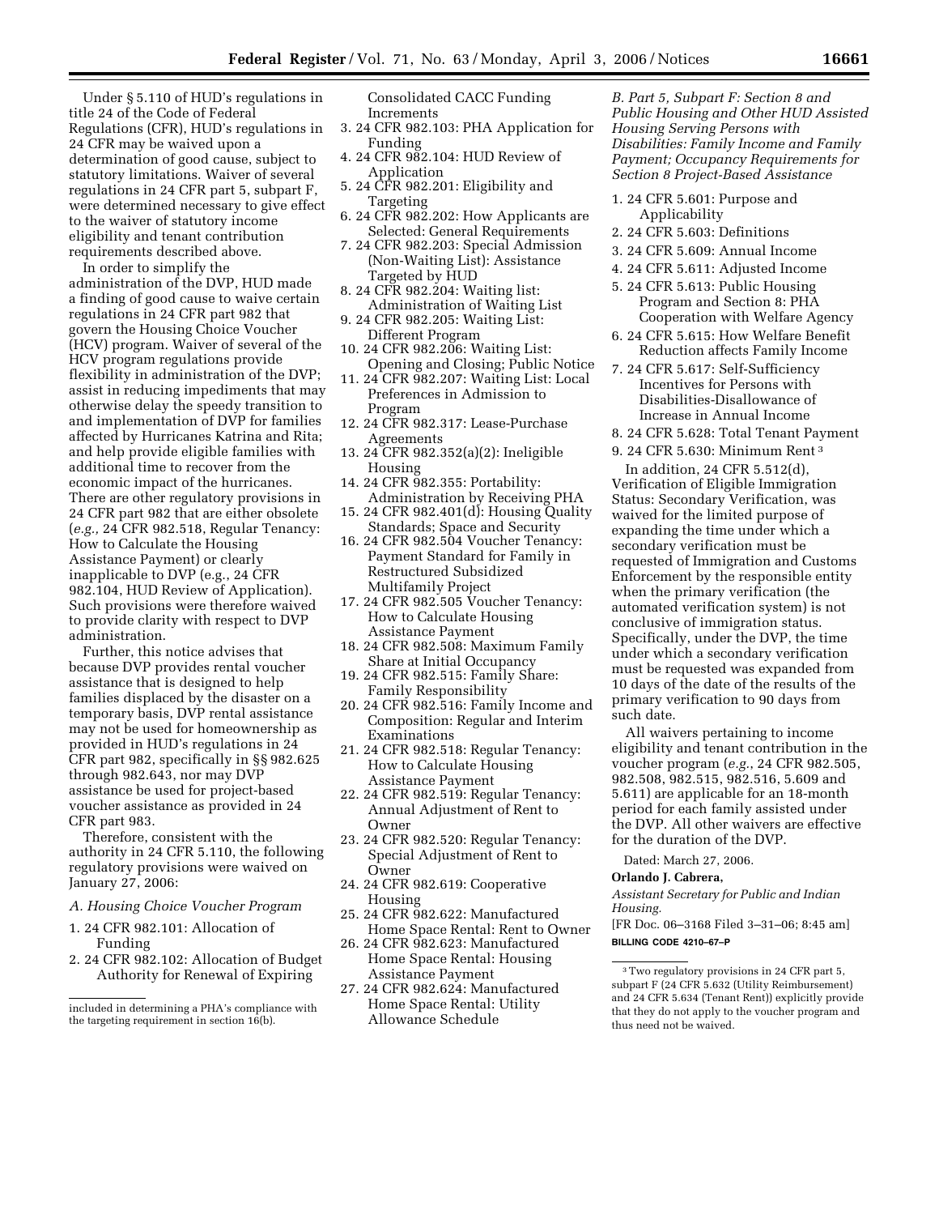Under § 5.110 of HUD's regulations in title 24 of the Code of Federal Regulations (CFR), HUD's regulations in 24 CFR may be waived upon a determination of good cause, subject to statutory limitations. Waiver of several regulations in 24 CFR part 5, subpart F, were determined necessary to give effect to the waiver of statutory income eligibility and tenant contribution requirements described above.

In order to simplify the administration of the DVP, HUD made a finding of good cause to waive certain regulations in 24 CFR part 982 that govern the Housing Choice Voucher (HCV) program. Waiver of several of the HCV program regulations provide flexibility in administration of the DVP; assist in reducing impediments that may otherwise delay the speedy transition to and implementation of DVP for families affected by Hurricanes Katrina and Rita; and help provide eligible families with additional time to recover from the economic impact of the hurricanes. There are other regulatory provisions in 24 CFR part 982 that are either obsolete (*e.g.,* 24 CFR 982.518, Regular Tenancy: How to Calculate the Housing Assistance Payment) or clearly inapplicable to DVP (e.g., 24 CFR 982.104, HUD Review of Application). Such provisions were therefore waived to provide clarity with respect to DVP administration.

Further, this notice advises that because DVP provides rental voucher assistance that is designed to help families displaced by the disaster on a temporary basis, DVP rental assistance may not be used for homeownership as provided in HUD's regulations in 24 CFR part 982, specifically in §§ 982.625 through 982.643, nor may DVP assistance be used for project-based voucher assistance as provided in 24 CFR part 983.

Therefore, consistent with the authority in 24 CFR 5.110, the following regulatory provisions were waived on January 27, 2006:

*A. Housing Choice Voucher Program*

1. 24 CFR 982.101: Allocation of Funding
2. 24 CFR 982.102: Allocation of Budget Authority for Renewal of Expiring Consolidated CACC Funding Increments
3. 24 CFR 982.103: PHA Application for Funding
4. 24 CFR 982.104: HUD Review of Application
5. 24 CFR 982.201: Eligibility and Targeting
6. 24 CFR 982.202: How Applicants are Selected: General Requirements
7. 24 CFR 982.203: Special Admission (Non-Waiting List): Assistance Targeted by HUD
8. 24 CFR 982.204: Waiting list: Administration of Waiting List
9. 24 CFR 982.205: Waiting List: Different Program
10. 24 CFR 982.206: Waiting List: Opening and Closing; Public Notice
11. 24 CFR 982.207: Waiting List: Local Preferences in Admission to Program
12. 24 CFR 982.317: Lease-Purchase Agreements
13. 24 CFR 982.352(a)(2): Ineligible Housing
14. 24 CFR 982.355: Portability: Administration by Receiving PHA
15. 24 CFR 982.401(d): Housing Quality Standards; Space and Security
16. 24 CFR 982.504 Voucher Tenancy: Payment Standard for Family in Restructured Subsidized Multifamily Project
17. 24 CFR 982.505 Voucher Tenancy: How to Calculate Housing Assistance Payment
18. 24 CFR 982.508: Maximum Family Share at Initial Occupancy
19. 24 CFR 982.515: Family Share: Family Responsibility
20. 24 CFR 982.516: Family Income and Composition: Regular and Interim Examinations
21. 24 CFR 982.518: Regular Tenancy: How to Calculate Housing Assistance Payment
22. 24 CFR 982.519: Regular Tenancy: Annual Adjustment of Rent to Owner
23. 24 CFR 982.520: Regular Tenancy: Special Adjustment of Rent to Owner
24. 24 CFR 982.619: Cooperative Housing
25. 24 CFR 982.622: Manufactured Home Space Rental: Rent to Owner
26. 24 CFR 982.623: Manufactured Home Space Rental: Housing Assistance Payment
27. 24 CFR 982.624: Manufactured Home Space Rental: Utility Allowance Schedule

*B. Part 5, Subpart F: Section 8 and Public Housing and Other HUD Assisted Housing Serving Persons with Disabilities: Family Income and Family Payment; Occupancy Requirements for Section 8 Project-Based Assistance*

1. 24 CFR 5.601: Purpose and Applicability
2. 24 CFR 5.603: Definitions
3. 24 CFR 5.609: Annual Income
4. 24 CFR 5.611: Adjusted Income
5. 24 CFR 5.613: Public Housing Program and Section 8: PHA Cooperation with Welfare Agency
6. 24 CFR 5.615: How Welfare Benefit Reduction affects Family Income
7. 24 CFR 5.617: Self-Sufficiency Incentives for Persons with Disabilities-Disallowance of Increase in Annual Income
8. 24 CFR 5.628: Total Tenant Payment
9. 24 CFR 5.630: Minimum Rent [3]

In addition, 24 CFR 5.512(d), Verification of Eligible Immigration Status: Secondary Verification, was waived for the limited purpose of expanding the time under which a secondary verification must be requested of Immigration and Customs Enforcement by the responsible entity when the primary verification (the automated verification system) is not conclusive of immigration status. Specifically, under the DVP, the time under which a secondary verification must be requested was expanded from 10 days of the date of the results of the primary verification to 90 days from such date.

All waivers pertaining to income eligibility and tenant contribution in the voucher program (*e.g.,* 24 CFR 982.505, 982.508, 982.515, 982.516, 5.609 and 5.611) are applicable for an 18-month period for each family assisted under the DVP. All other waivers are effective for the duration of the DVP.

Dated: March 27, 2006.

**Orlando J. Cabrera,**

*Assistant Secretary for Public and Indian Housing.*

[FR Doc. 06–3168 Filed 3–31–06; 8:45 am]

**BILLING CODE 4210–67–P**

---

included in determining a PHA's compliance with the targeting requirement in section 16(b).

[3] Two regulatory provisions in 24 CFR part 5, subpart F (24 CFR 5.632 (Utility Reimbursement) and 24 CFR 5.634 (Tenant Rent)) explicitly provide that they do not apply to the voucher program and thus need not be waived.